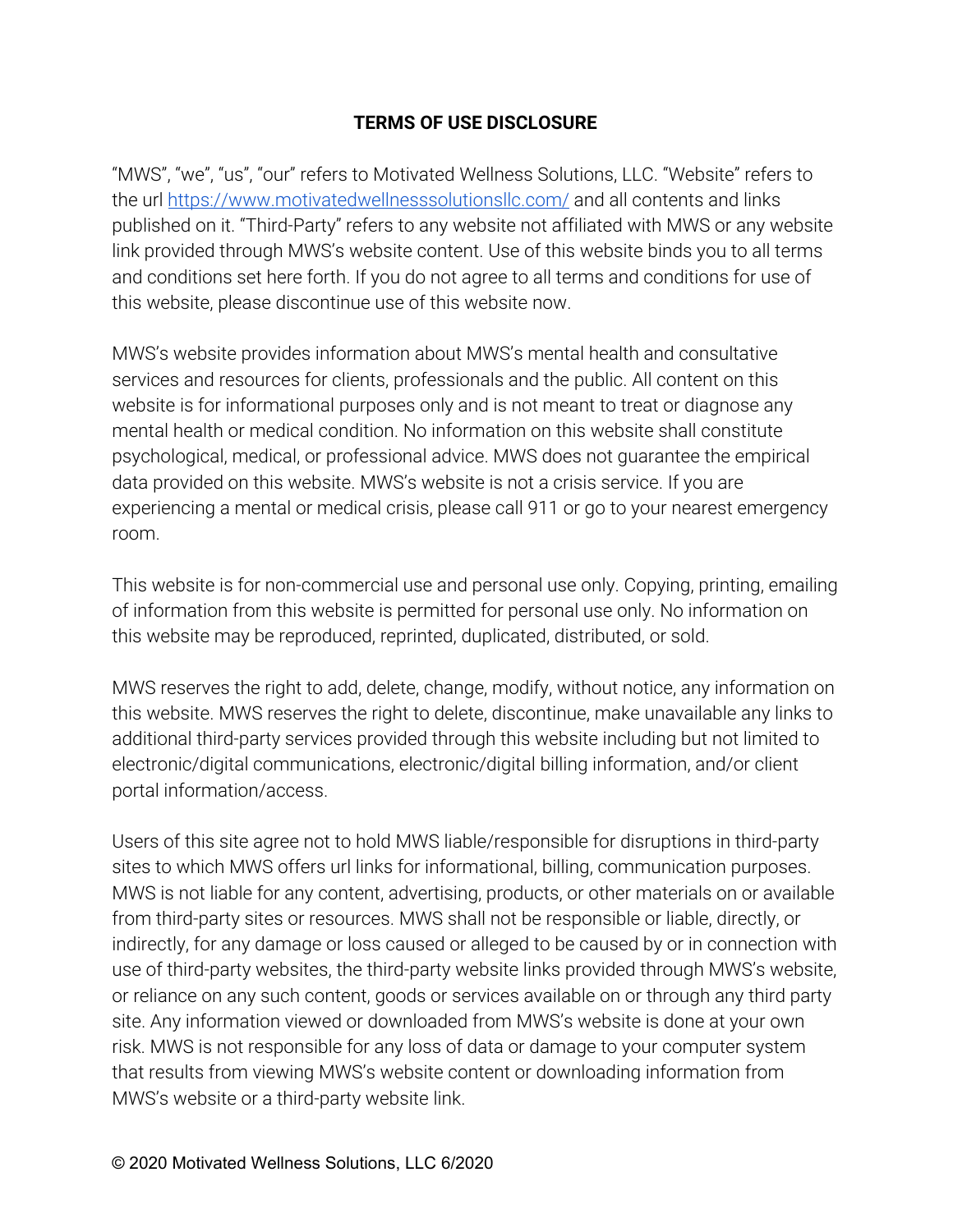**TERMS OF USE DISCLOSURE**

"MWS", "we", "us", "our" refers to Motivated Wellness Solutions, LLC. "Website" refers to the url [https://www.motivatedwellnesssolutionsllc.com/](https://www.motivatedwellnesssolutionsllc.com/) and all contents and links published on it. "Third-Party" refers to any website not affiliated with MWS or any website link provided through MWS's website content. Use of this website binds you to all terms and conditions set here forth. If you do not agree to all terms and conditions for use of this website, please discontinue use of this website now.

MWS's website provides information about MWS's mental health and consultative services and resources for clients, professionals and the public. All content on this website is for informational purposes only and is not meant to treat or diagnose any mental health or medical condition. No information on this website shall constitute psychological, medical, or professional advice. MWS does not guarantee the empirical data provided on this website. MWS's website is not a crisis service. If you are experiencing a mental or medical crisis, please call 911 or go to your nearest emergency room.

This website is for non-commercial use and personal use only. Copying, printing, emailing of information from this website is permitted for personal use only. No information on this website may be reproduced, reprinted, duplicated, distributed, or sold.

MWS reserves the right to add, delete, change, modify, without notice, any information on this website. MWS reserves the right to delete, discontinue, make unavailable any links to additional third-party services provided through this website including but not limited to electronic/digital communications, electronic/digital billing information, and/or client portal information/access.

Users of this site agree not to hold MWS liable/responsible for disruptions in third-party sites to which MWS offers url links for informational, billing, communication purposes. MWS is not liable for any content, advertising, products, or other materials on or available from third-party sites or resources. MWS shall not be responsible or liable, directly, or indirectly, for any damage or loss caused or alleged to be caused by or in connection with use of third-party websites, the third-party website links provided through MWS's website, or reliance on any such content, goods or services available on or through any third party site. Any information viewed or downloaded from MWS's website is done at your own risk. MWS is not responsible for any loss of data or damage to your computer system that results from viewing MWS's website content or downloading information from MWS's website or a third-party website link.

© 2020 Motivated Wellness Solutions, LLC 6/2020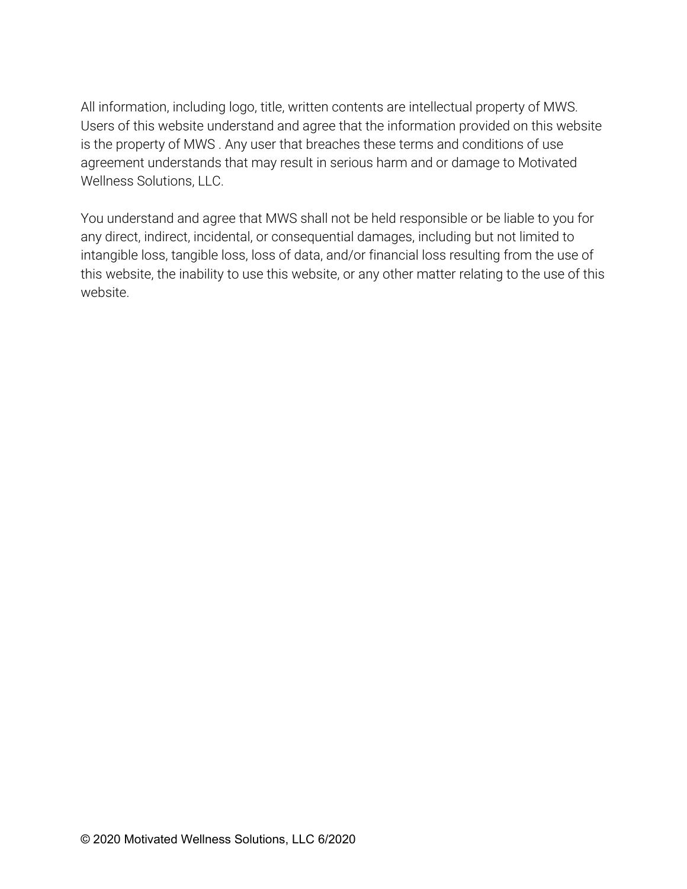All information, including logo, title, written contents are intellectual property of MWS. Users of this website understand and agree that the information provided on this website is the property of MWS . Any user that breaches these terms and conditions of use agreement understands that may result in serious harm and or damage to Motivated Wellness Solutions, LLC.

You understand and agree that MWS shall not be held responsible or be liable to you for any direct, indirect, incidental, or consequential damages, including but not limited to intangible loss, tangible loss, loss of data, and/or financial loss resulting from the use of this website, the inability to use this website, or any other matter relating to the use of this website.

© 2020 Motivated Wellness Solutions, LLC 6/2020